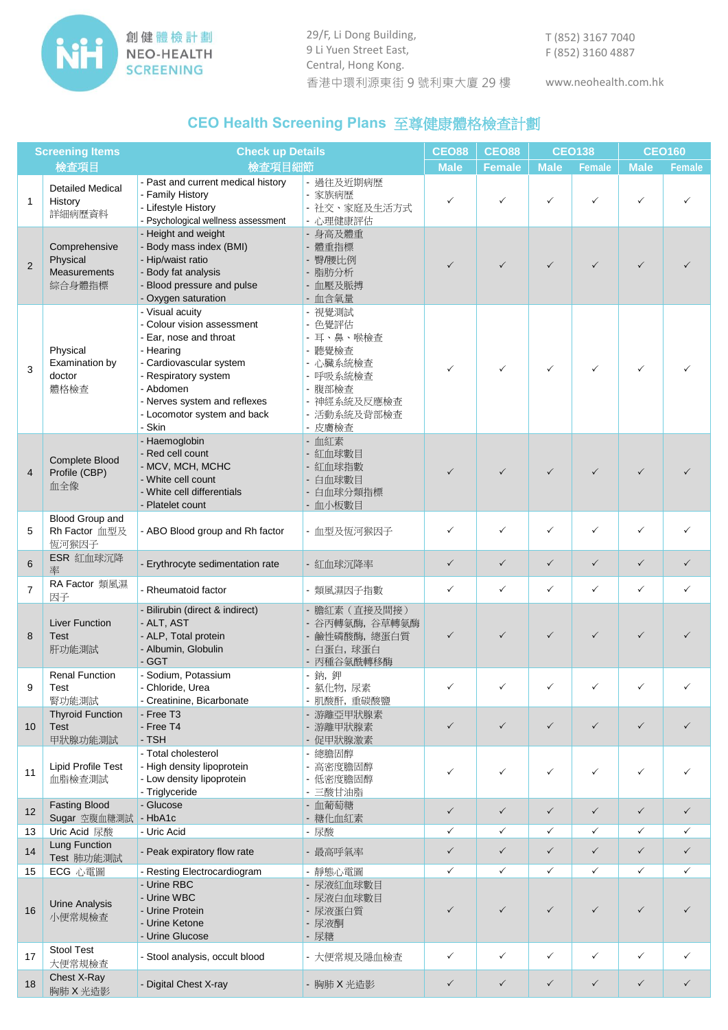創健體檢計劃
NEO-HEALTH SCREENING

29/F, Li Dong Building,
9 Li Yuen Street East,
Central, Hong Kong.
香港中環利源東街 9 號利東大廈 29 樓

T (852) 3167 7040
F (852) 3160 4887

www.neohealth.com.hk

## CEO Health Screening Plans 至尊健康體格檢查計劃

| | Screening Items 檢查項目 | Check up Details 檢查項目細節 | | CEO88 Male | CEO88 Female | CEO138 Male | CEO138 Female | CEO160 Male | CEO160 Female |
|---|---|---|---|---|---|---|---|---|---|
| 1 | Detailed Medical History 詳細病歷資料 | - Past and current medical history<br>- Family History<br>- Lifestyle History<br>- Psychological wellness assessment | - 過往及近期病歷<br>- 家族病歷<br>- 社交、家庭及生活方式<br>- 心理健康評估 | ✓ | ✓ | ✓ | ✓ | ✓ | ✓ |
| 2 | Comprehensive Physical Measurements 綜合身體指標 | - Height and weight<br>- Body mass index (BMI)<br>- Hip/waist ratio<br>- Body fat analysis<br>- Blood pressure and pulse<br>- Oxygen saturation | - 身高及體重<br>- 體重指標<br>- 臀/腰比例<br>- 脂肪分析<br>- 血壓及脈搏<br>- 血含氧量 | ✓ | ✓ | ✓ | ✓ | ✓ | ✓ |
| 3 | Physical Examination by doctor 體格檢查 | - Visual acuity<br>- Colour vision assessment<br>- Ear, nose and throat<br>- Hearing<br>- Cardiovascular system<br>- Respiratory system<br>- Abdomen<br>- Nerves system and reflexes<br>- Locomotor system and back<br>- Skin | - 視覺測試<br>- 色覺評估<br>- 耳、鼻、喉檢查<br>- 聽覺檢查<br>- 心臟系統檢查<br>- 呼吸系統檢查<br>- 腹部檢查<br>- 神經系統及反應檢查<br>- 活動系統及背部檢查<br>- 皮膚檢查 | ✓ | ✓ | ✓ | ✓ | ✓ | ✓ |
| 4 | Complete Blood Profile (CBP) 血全像 | - Haemoglobin<br>- Red cell count<br>- MCV, MCH, MCHC<br>- White cell count<br>- White cell differentials<br>- Platelet count | - 血紅素<br>- 紅血球數目<br>- 紅血球指數<br>- 白血球數目<br>- 白血球分類指標<br>- 血小板數目 | ✓ | ✓ | ✓ | ✓ | ✓ | ✓ |
| 5 | Blood Group and Rh Factor 血型及恆河猴因子 | - ABO Blood group and Rh factor | - 血型及恆河猴因子 | ✓ | ✓ | ✓ | ✓ | ✓ | ✓ |
| 6 | ESR 紅血球沉降率 | - Erythrocyte sedimentation rate | - 紅血球沉降率 | ✓ | ✓ | ✓ | ✓ | ✓ | ✓ |
| 7 | RA Factor 類風濕因子 | - Rheumatoid factor | - 類風濕因子指數 | ✓ | ✓ | ✓ | ✓ | ✓ | ✓ |
| 8 | Liver Function Test 肝功能測試 | - Bilirubin (direct & indirect)<br>- ALT, AST<br>- ALP, Total protein<br>- Albumin, Globulin<br>- GGT | - 膽紅素（直接及間接）<br>- 谷丙轉氨酶, 谷草轉氨酶<br>- 鹼性磷酸酶, 總蛋白質<br>- 白蛋白, 球蛋白<br>- 丙種谷氨酰轉移酶 | ✓ | ✓ | ✓ | ✓ | ✓ | ✓ |
| 9 | Renal Function Test 腎功能測試 | - Sodium, Potassium<br>- Chloride, Urea<br>- Creatinine, Bicarbonate | - 鈉, 鉀<br>- 氯化物, 尿素<br>- 肌酸酐, 重碳酸鹽 | ✓ | ✓ | ✓ | ✓ | ✓ | ✓ |
| 10 | Thyroid Function Test 甲狀腺功能測試 | - Free T3<br>- Free T4<br>- TSH | - 游離亞甲狀腺素<br>- 游離甲狀腺素<br>- 促甲狀腺激素 | ✓ | ✓ | ✓ | ✓ | ✓ | ✓ |
| 11 | Lipid Profile Test 血脂檢查測試 | - Total cholesterol<br>- High density lipoprotein<br>- Low density lipoprotein<br>- Triglyceride | - 總膽固醇<br>- 高密度膽固醇<br>- 低密度膽固醇<br>- 三酸甘油脂 | ✓ | ✓ | ✓ | ✓ | ✓ | ✓ |
| 12 | Fasting Blood Sugar 空腹血糖測試 | - Glucose<br>- HbA1c | - 血葡萄糖<br>- 糖化血紅素 | ✓ | ✓ | ✓ | ✓ | ✓ | ✓ |
| 13 | Uric Acid 尿酸 | - Uric Acid | - 尿酸 | ✓ | ✓ | ✓ | ✓ | ✓ | ✓ |
| 14 | Lung Function Test 肺功能測試 | - Peak expiratory flow rate | - 最高呼氣率 | ✓ | ✓ | ✓ | ✓ | ✓ | ✓ |
| 15 | ECG 心電圖 | - Resting Electrocardiogram | - 靜態心電圖 | ✓ | ✓ | ✓ | ✓ | ✓ | ✓ |
| 16 | Urine Analysis 小便常規檢查 | - Urine RBC<br>- Urine WBC<br>- Urine Protein<br>- Urine Ketone<br>- Urine Glucose | - 尿液紅血球數目<br>- 尿液白血球數目<br>- 尿液蛋白質<br>- 尿液酮<br>- 尿糖 | ✓ | ✓ | ✓ | ✓ | ✓ | ✓ |
| 17 | Stool Test 大便常規檢查 | - Stool analysis, occult blood | - 大便常規及隱血檢查 | ✓ | ✓ | ✓ | ✓ | ✓ | ✓ |
| 18 | Chest X-Ray 胸肺 X 光造影 | - Digital Chest X-ray | - 胸肺 X 光造影 | ✓ | ✓ | ✓ | ✓ | ✓ | ✓ |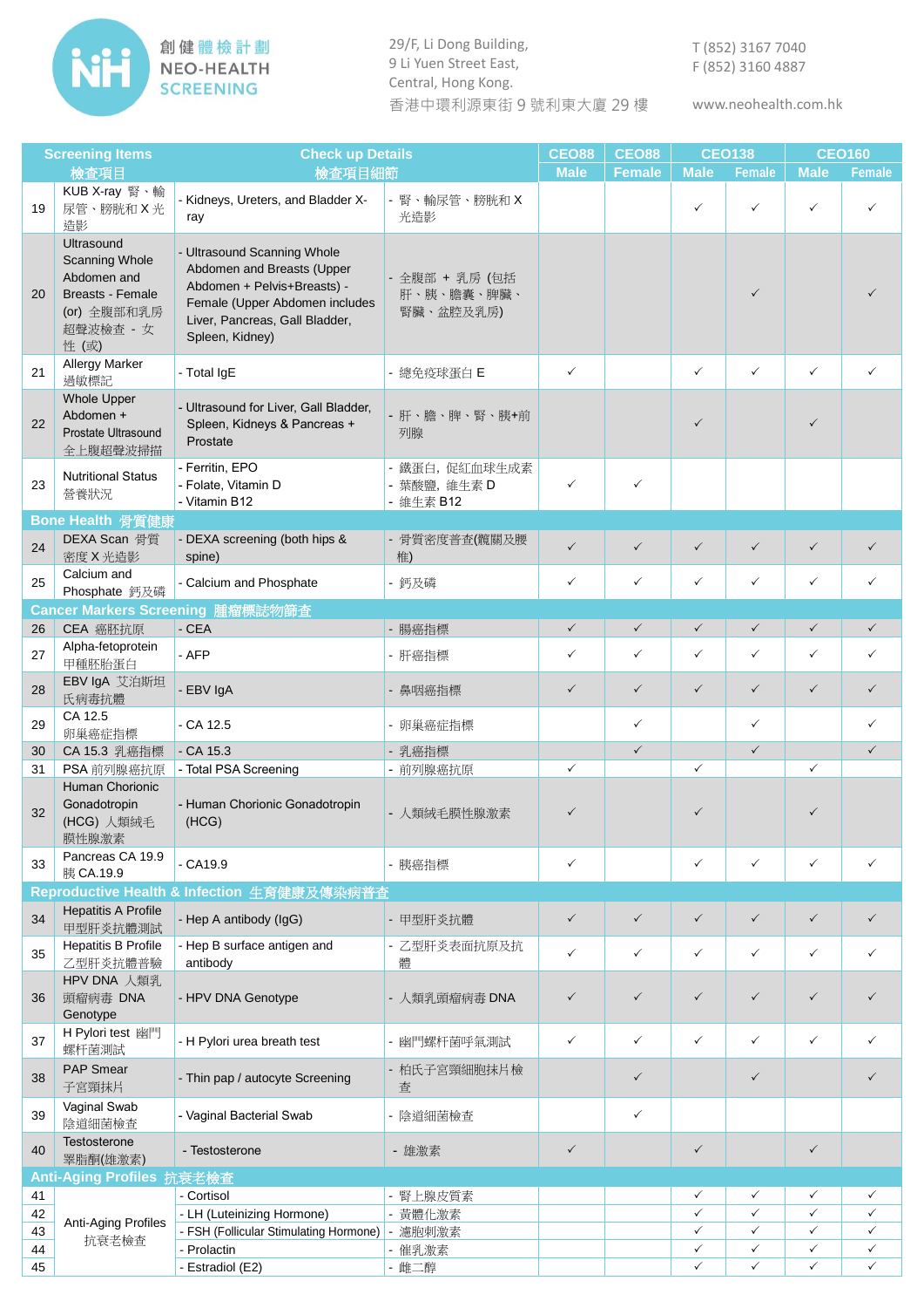創健體檢計劃
NEO-HEALTH SCREENING

29/F, Li Dong Building,
9 Li Yuen Street East,
Central, Hong Kong.
香港中環利源東街 9 號利東大廈 29 樓

T (852) 3167 7040
F (852) 3160 4887

www.neohealth.com.hk

| | Screening Items 檢查項目 | Check up Details 檢查項目細節 | | CEO88 Male | CEO88 Female | CEO138 Male | CEO138 Female | CEO160 Male | CEO160 Female |
|---|---|---|---|---|---|---|---|---|---|
| 19 | KUB X-ray 腎、輸尿管、膀胱和 X 光造影 | - Kidneys, Ureters, and Bladder X-ray | - 腎、輸尿管、膀胱和 X 光造影 | | | ✓ | ✓ | ✓ | ✓ |
| 20 | Ultrasound Scanning Whole Abdomen and Breasts - Female (or) 全腹部和乳房超聲波檢查 - 女性 (或) | - Ultrasound Scanning Whole Abdomen and Breasts (Upper Abdomen + Pelvis+Breasts) - Female (Upper Abdomen includes Liver, Pancreas, Gall Bladder, Spleen, Kidney) | - 全腹部 + 乳房 (包括肝、胰、膽囊、脾臟、腎臟、盆腔及乳房) | | | | ✓ | | ✓ |
| 21 | Allergy Marker 過敏標記 | - Total IgE | - 總免疫球蛋白 E | ✓ | | ✓ | ✓ | ✓ | ✓ |
| 22 | Whole Upper Abdomen + Prostate Ultrasound 全上腹超聲波掃描 | - Ultrasound for Liver, Gall Bladder, Spleen, Kidneys & Pancreas + Prostate | - 肝、膽、脾、腎、胰+前列腺 | | | ✓ | | ✓ | |
| 23 | Nutritional Status 營養狀況 | - Ferritin, EPO<br>- Folate, Vitamin D<br>- Vitamin B12 | - 鐵蛋白, 促紅血球生成素<br>- 葉酸鹽, 維生素 D<br>- 維生素 B12 | ✓ | ✓ | | | | |
| **Bone Health 骨質健康** | | | | | | | | | |
| 24 | DEXA Scan 骨質密度 X 光造影 | - DEXA screening (both hips & spine) | - 骨質密度普查(髖關及腰椎) | ✓ | ✓ | ✓ | ✓ | ✓ | ✓ |
| 25 | Calcium and Phosphate 鈣及磷 | - Calcium and Phosphate | - 鈣及磷 | ✓ | ✓ | ✓ | ✓ | ✓ | ✓ |
| **Cancer Markers Screening 腫瘤標誌物篩查** | | | | | | | | | |
| 26 | CEA 癌胚抗原 | - CEA | - 腸癌指標 | ✓ | ✓ | ✓ | ✓ | ✓ | ✓ |
| 27 | Alpha-fetoprotein 甲種胚胎蛋白 | - AFP | - 肝癌指標 | ✓ | ✓ | ✓ | ✓ | ✓ | ✓ |
| 28 | EBV IgA 艾泊斯坦氏病毒抗體 | - EBV IgA | - 鼻咽癌指標 | ✓ | ✓ | ✓ | ✓ | ✓ | ✓ |
| 29 | CA 12.5 卵巢癌症指標 | - CA 12.5 | - 卵巢癌症指標 | | ✓ | | ✓ | | ✓ |
| 30 | CA 15.3 乳癌指標 | - CA 15.3 | - 乳癌指標 | | ✓ | | ✓ | | ✓ |
| 31 | PSA 前列腺癌抗原 | - Total PSA Screening | - 前列腺癌抗原 | ✓ | | ✓ | | ✓ | |
| 32 | Human Chorionic Gonadotropin (HCG) 人類絨毛膜性腺激素 | - Human Chorionic Gonadotropin (HCG) | - 人類絨毛膜性腺激素 | ✓ | | ✓ | | ✓ | |
| 33 | Pancreas CA 19.9 胰 CA.19.9 | - CA19.9 | - 胰癌指標 | ✓ | | ✓ | ✓ | ✓ | ✓ |
| **Reproductive Health & Infection 生育健康及傳染病普查** | | | | | | | | | |
| 34 | Hepatitis A Profile 甲型肝炎抗體測試 | - Hep A antibody (IgG) | - 甲型肝炎抗體 | ✓ | ✓ | ✓ | ✓ | ✓ | ✓ |
| 35 | Hepatitis B Profile 乙型肝炎抗體普驗 | - Hep B surface antigen and antibody | - 乙型肝炎表面抗原及抗體 | ✓ | ✓ | ✓ | ✓ | ✓ | ✓ |
| 36 | HPV DNA 人類乳頭瘤病毒 DNA Genotype | - HPV DNA Genotype | - 人類乳頭瘤病毒 DNA | ✓ | ✓ | ✓ | ✓ | ✓ | ✓ |
| 37 | H Pylori test 幽門螺杆菌測試 | - H Pylori urea breath test | - 幽門螺杆菌呼氣測試 | ✓ | ✓ | ✓ | ✓ | ✓ | ✓ |
| 38 | PAP Smear 子宮頸抹片 | - Thin pap / autocyte Screening | - 柏氏子宮頸細胞抹片檢查 | | ✓ | | ✓ | | ✓ |
| 39 | Vaginal Swab 陰道細菌檢查 | - Vaginal Bacterial Swab | - 陰道細菌檢查 | | ✓ | | | | |
| 40 | Testosterone 睪脂酮(雄激素) | - Testosterone | - 雄激素 | ✓ | | ✓ | | ✓ | |
| **Anti-Aging Profiles 抗衰老檢查** | | | | | | | | | |
| 41 | Anti-Aging Profiles 抗衰老檢查 | - Cortisol | - 腎上腺皮質素 | | | ✓ | ✓ | ✓ | ✓ |
| 42 | | - LH (Luteinizing Hormone) | - 黃體化激素 | | | ✓ | ✓ | ✓ | ✓ |
| 43 | | - FSH (Follicular Stimulating Hormone) | - 濾胞刺激素 | | | ✓ | ✓ | ✓ | ✓ |
| 44 | | - Prolactin | - 催乳激素 | | | ✓ | ✓ | ✓ | ✓ |
| 45 | | - Estradiol (E2) | - 雌二醇 | | | ✓ | ✓ | ✓ | ✓ |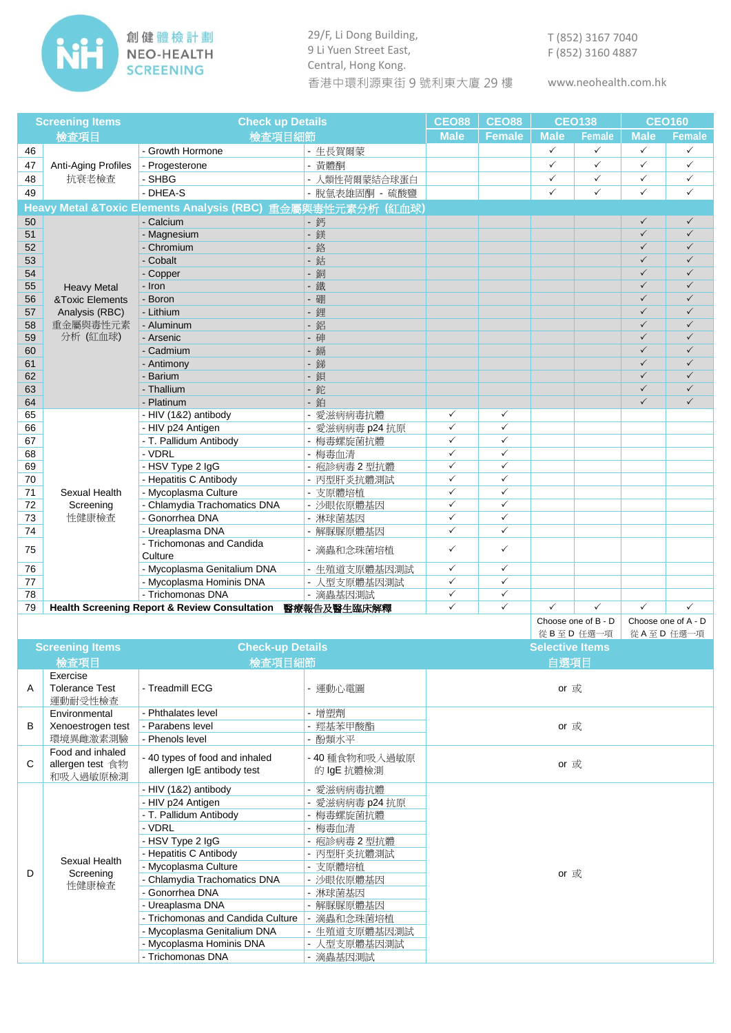創健體檢計劃
NEO-HEALTH SCREENING

29/F, Li Dong Building,
9 Li Yuen Street East,
Central, Hong Kong.
香港中環利源東街 9 號利東大廈 29 樓

T (852) 3167 7040
F (852) 3160 4887

www.neohealth.com.hk

| | Screening Items 檢查項目 | Check up Details 檢查項目細節 | | CEO88 Male | CEO88 Female | CEO138 Male | CEO138 Female | CEO160 Male | CEO160 Female |
|---|---|---|---|---|---|---|---|---|---|
| 46 | Anti-Aging Profiles 抗衰老檢查 | - Growth Hormone | - 生長賀爾蒙 | | | ✓ | ✓ | ✓ | ✓ |
| 47 | | - Progesterone | - 黃體酮 | | | ✓ | ✓ | ✓ | ✓ |
| 48 | | - SHBG | - 人類性荷爾蒙結合球蛋白 | | | ✓ | ✓ | ✓ | ✓ |
| 49 | | - DHEA-S | - 脫氫表雄固酮 - 硫酸鹽 | | | ✓ | ✓ | ✓ | ✓ |
| **Heavy Metal &Toxic Elements Analysis (RBC) 重金屬與毒性元素分析 (紅血球)** | | | | | | | | | |
| 50 | Heavy Metal &Toxic Elements Analysis (RBC) 重金屬與毒性元素分析 (紅血球) | - Calcium | - 鈣 | | | | | ✓ | ✓ |
| 51 | | - Magnesium | - 鎂 | | | | | ✓ | ✓ |
| 52 | | - Chromium | - 鉻 | | | | | ✓ | ✓ |
| 53 | | - Cobalt | - 鈷 | | | | | ✓ | ✓ |
| 54 | | - Copper | - 銅 | | | | | ✓ | ✓ |
| 55 | | - Iron | - 鐵 | | | | | ✓ | ✓ |
| 56 | | - Boron | - 硼 | | | | | ✓ | ✓ |
| 57 | | - Lithium | - 鋰 | | | | | ✓ | ✓ |
| 58 | | - Aluminum | - 鋁 | | | | | ✓ | ✓ |
| 59 | | - Arsenic | - 砷 | | | | | ✓ | ✓ |
| 60 | | - Cadmium | - 鎘 | | | | | ✓ | ✓ |
| 61 | | - Antimony | - 銻 | | | | | ✓ | ✓ |
| 62 | | - Barium | - 鋇 | | | | | ✓ | ✓ |
| 63 | | - Thallium | - 鉈 | | | | | ✓ | ✓ |
| 64 | | - Platinum | - 鉑 | | | | | ✓ | ✓ |
| 65 | Sexual Health Screening 性健康檢查 | - HIV (1&2) antibody | - 愛滋病病毒抗體 | ✓ | ✓ | | | | |
| 66 | | - HIV p24 Antigen | - 愛滋病病毒 p24 抗原 | ✓ | ✓ | | | | |
| 67 | | - T. Pallidum Antibody | - 梅毒螺旋菌抗體 | ✓ | ✓ | | | | |
| 68 | | - VDRL | - 梅毒血清 | ✓ | ✓ | | | | |
| 69 | | - HSV Type 2 IgG | - 疱診病毒 2 型抗體 | ✓ | ✓ | | | | |
| 70 | | - Hepatitis C Antibody | - 丙型肝炎抗體測試 | ✓ | ✓ | | | | |
| 71 | | - Mycoplasma Culture | - 支原體培植 | ✓ | ✓ | | | | |
| 72 | | - Chlamydia Trachomatics DNA | - 沙眼依原體基因 | ✓ | ✓ | | | | |
| 73 | | - Gonorrhea DNA | - 淋球菌基因 | ✓ | ✓ | | | | |
| 74 | | - Ureaplasma DNA | - 解脲脲原體基因 | ✓ | ✓ | | | | |
| 75 | | - Trichomonas and Candida Culture | - 滴蟲和念珠菌培植 | ✓ | ✓ | | | | |
| 76 | | - Mycoplasma Genitalium DNA | - 生殖道支原體基因測試 | ✓ | ✓ | | | | |
| 77 | | - Mycoplasma Hominis DNA | - 人型支原體基因測試 | ✓ | ✓ | | | | |
| 78 | | - Trichomonas DNA | - 滴蟲基因測試 | ✓ | ✓ | | | | |
| 79 | **Health Screening Report & Review Consultation 醫療報告及醫生臨床解釋** | | | ✓ | ✓ | ✓ | ✓ | ✓ | ✓ |
| | | | | | | Choose one of B - D 從 B 至 D 任選一項 | | Choose one of A - D 從 A 至 D 任選一項 | |

| | Screening Items 檢查項目 | Check-up Details 檢查項目細節 | | Selective Items 自選項目 |
|---|---|---|---|---|
| A | Exercise Tolerance Test 運動耐受性檢查 | - Treadmill ECG | - 運動心電圖 | or 或 |
| B | Environmental Xenoestrogen test 環境異雌激素測驗 | - Phthalates level | - 增塑劑 | or 或 |
| | | - Parabens level | - 羥基苯甲酸酯 | |
| | | - Phenols level | - 酚類水平 | |
| C | Food and inhaled allergen test 食物和吸入過敏原檢測 | - 40 types of food and inhaled allergen IgE antibody test | - 40 種食物和吸入過敏原的 IgE 抗體檢測 | or 或 |
| D | Sexual Health Screening 性健康檢查 | - HIV (1&2) antibody | - 愛滋病病毒抗體 | or 或 |
| | | - HIV p24 Antigen | - 愛滋病病毒 p24 抗原 | |
| | | - T. Pallidum Antibody | - 梅毒螺旋菌抗體 | |
| | | - VDRL | - 梅毒血清 | |
| | | - HSV Type 2 IgG | - 疱診病毒 2 型抗體 | |
| | | - Hepatitis C Antibody | - 丙型肝炎抗體測試 | |
| | | - Mycoplasma Culture | - 支原體培植 | |
| | | - Chlamydia Trachomatics DNA | - 沙眼依原體基因 | |
| | | - Gonorrhea DNA | - 淋球菌基因 | |
| | | - Ureaplasma DNA | - 解脲脲原體基因 | |
| | | - Trichomonas and Candida Culture | - 滴蟲和念珠菌培植 | |
| | | - Mycoplasma Genitalium DNA | - 生殖道支原體基因測試 | |
| | | - Mycoplasma Hominis DNA | - 人型支原體基因測試 | |
| | | - Trichomonas DNA | - 滴蟲基因測試 | |